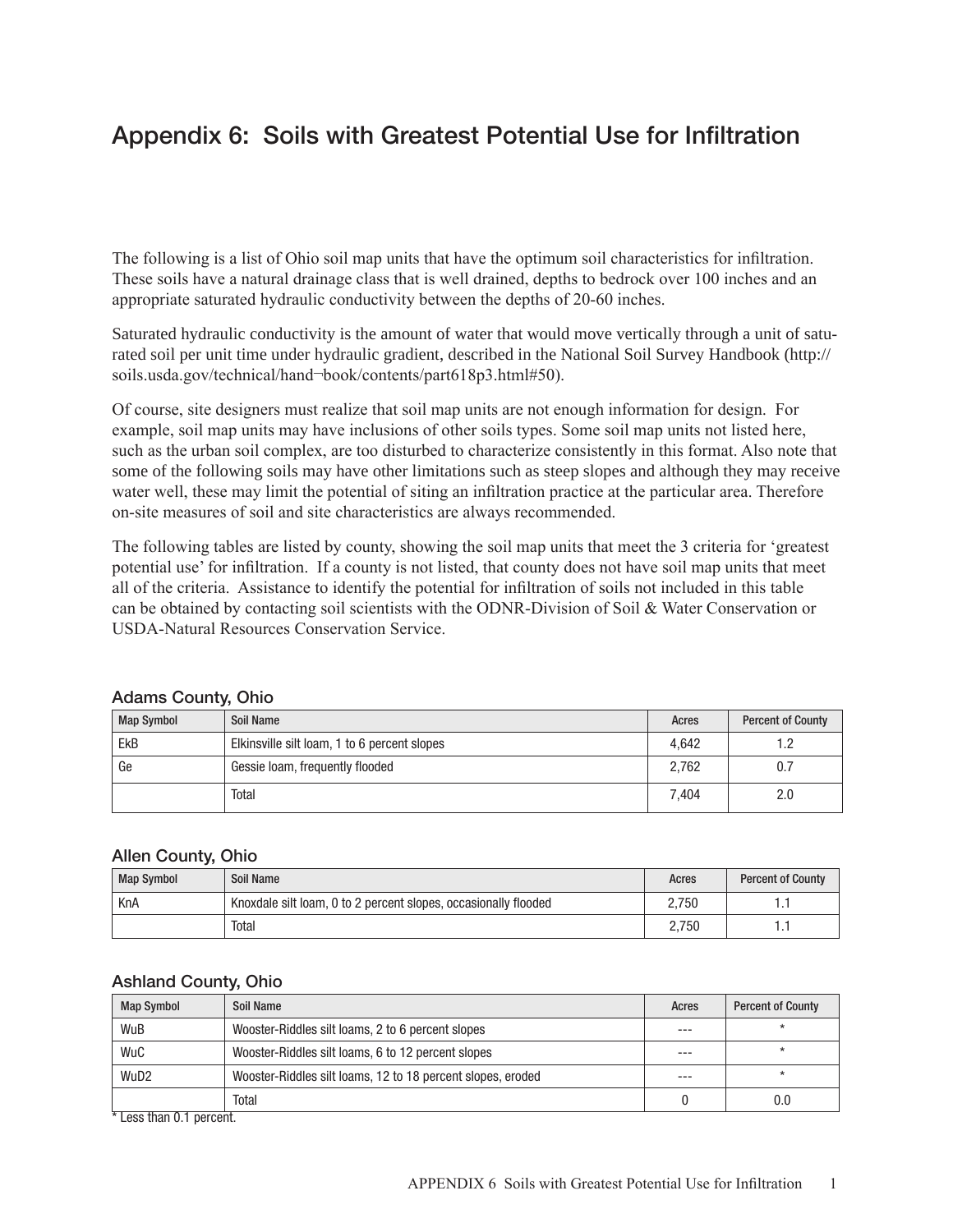# Appendix 6: Soils with Greatest Potential Use for Infiltration

The following is a list of Ohio soil map units that have the optimum soil characteristics for infiltration. These soils have a natural drainage class that is well drained, depths to bedrock over 100 inches and an appropriate saturated hydraulic conductivity between the depths of 20-60 inches.

Saturated hydraulic conductivity is the amount of water that would move vertically through a unit of saturated soil per unit time under hydraulic gradient, described in the National Soil Survey Handbook (http://soils.usda.gov/technical/hand¬book/contents/part618p3.html#50).

Of course, site designers must realize that soil map units are not enough information for design. For example, soil map units may have inclusions of other soils types. Some soil map units not listed here, such as the urban soil complex, are too disturbed to characterize consistently in this format. Also note that some of the following soils may have other limitations such as steep slopes and although they may receive water well, these may limit the potential of siting an infiltration practice at the particular area. Therefore on-site measures of soil and site characteristics are always recommended.

The following tables are listed by county, showing the soil map units that meet the 3 criteria for 'greatest potential use' for infiltration. If a county is not listed, that county does not have soil map units that meet all of the criteria. Assistance to identify the potential for infiltration of soils not included in this table can be obtained by contacting soil scientists with the ODNR-Division of Soil & Water Conservation or USDA-Natural Resources Conservation Service.

### Adams County, Ohio

| Map Symbol | Soil Name | Acres | Percent of County |
|---|---|---|---|
| EkB | Elkinsville silt loam, 1 to 6 percent slopes | 4,642 | 1.2 |
| Ge | Gessie loam, frequently flooded | 2,762 | 0.7 |
| | Total | 7,404 | 2.0 |

### Allen County, Ohio

| Map Symbol | Soil Name | Acres | Percent of County |
|---|---|---|---|
| KnA | Knoxdale silt loam, 0 to 2 percent slopes, occasionally flooded | 2,750 | 1.1 |
| | Total | 2,750 | 1.1 |

### Ashland County, Ohio

| Map Symbol | Soil Name | Acres | Percent of County |
|---|---|---|---|
| WuB | Wooster-Riddles silt loams, 2 to 6 percent slopes | --- | * |
| WuC | Wooster-Riddles silt loams, 6 to 12 percent slopes | --- | * |
| WuD2 | Wooster-Riddles silt loams, 12 to 18 percent slopes, eroded | --- | * |
| | Total | 0 | 0.0 |

* Less than 0.1 percent.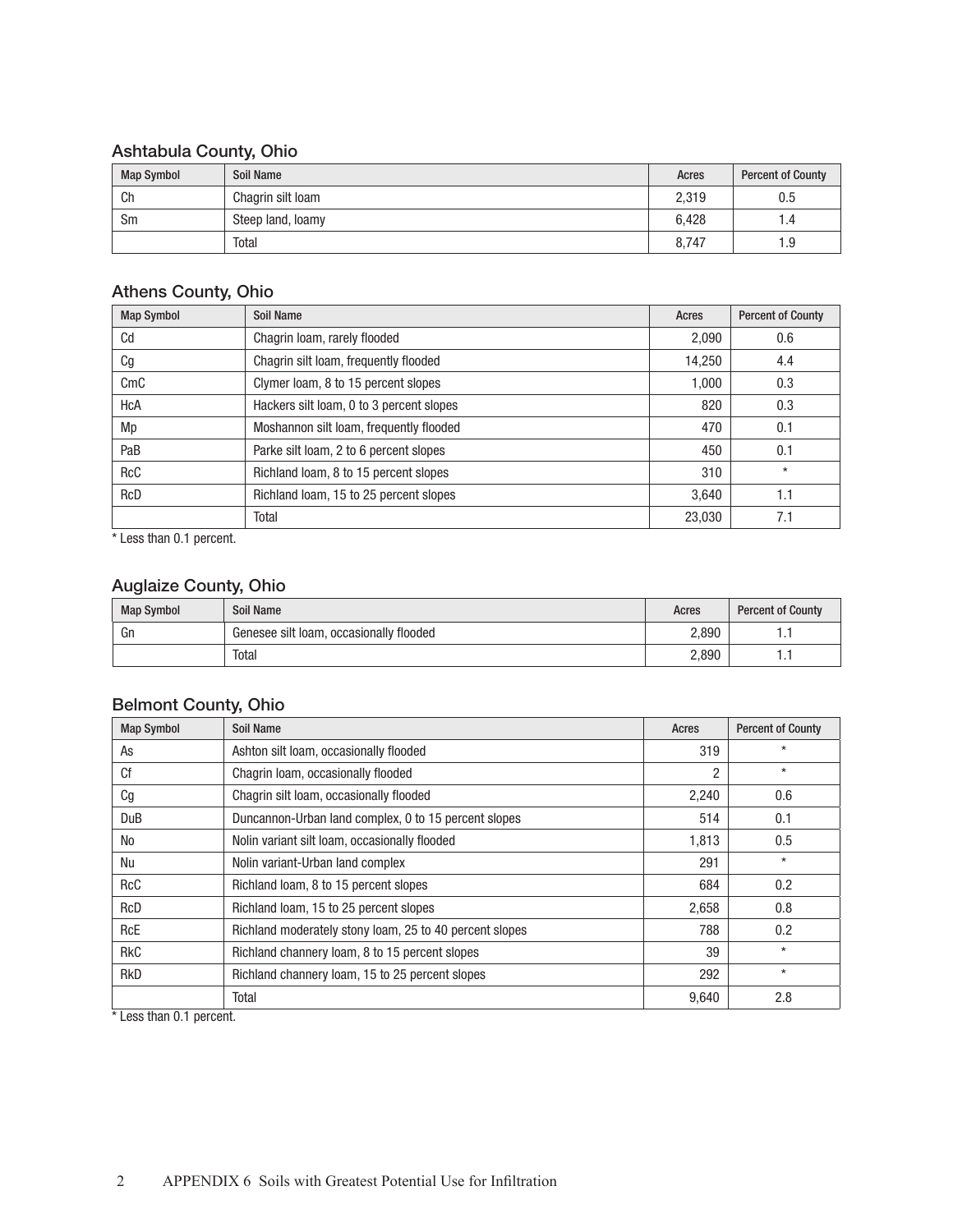### Ashtabula County, Ohio

| Map Symbol | Soil Name | Acres | Percent of County |
|---|---|---|---|
| Ch | Chagrin silt loam | 2,319 | 0.5 |
| Sm | Steep land, loamy | 6,428 | 1.4 |
| | Total | 8,747 | 1.9 |

### Athens County, Ohio

| Map Symbol | Soil Name | Acres | Percent of County |
|---|---|---|---|
| Cd | Chagrin loam, rarely flooded | 2,090 | 0.6 |
| Cg | Chagrin silt loam, frequently flooded | 14,250 | 4.4 |
| CmC | Clymer loam, 8 to 15 percent slopes | 1,000 | 0.3 |
| HcA | Hackers silt loam, 0 to 3 percent slopes | 820 | 0.3 |
| Mp | Moshannon silt loam, frequently flooded | 470 | 0.1 |
| PaB | Parke silt loam, 2 to 6 percent slopes | 450 | 0.1 |
| RcC | Richland loam, 8 to 15 percent slopes | 310 | * |
| RcD | Richland loam, 15 to 25 percent slopes | 3,640 | 1.1 |
| | Total | 23,030 | 7.1 |

* Less than 0.1 percent.

### Auglaize County, Ohio

| Map Symbol | Soil Name | Acres | Percent of County |
|---|---|---|---|
| Gn | Genesee silt loam, occasionally flooded | 2,890 | 1.1 |
| | Total | 2,890 | 1.1 |

### Belmont County, Ohio

| Map Symbol | Soil Name | Acres | Percent of County |
|---|---|---|---|
| As | Ashton silt loam, occasionally flooded | 319 | * |
| Cf | Chagrin loam, occasionally flooded | 2 | * |
| Cg | Chagrin silt loam, occasionally flooded | 2,240 | 0.6 |
| DuB | Duncannon-Urban land complex, 0 to 15 percent slopes | 514 | 0.1 |
| No | Nolin variant silt loam, occasionally flooded | 1,813 | 0.5 |
| Nu | Nolin variant-Urban land complex | 291 | * |
| RcC | Richland loam, 8 to 15 percent slopes | 684 | 0.2 |
| RcD | Richland loam, 15 to 25 percent slopes | 2,658 | 0.8 |
| RcE | Richland moderately stony loam, 25 to 40 percent slopes | 788 | 0.2 |
| RkC | Richland channery loam, 8 to 15 percent slopes | 39 | * |
| RkD | Richland channery loam, 15 to 25 percent slopes | 292 | * |
| | Total | 9,640 | 2.8 |

* Less than 0.1 percent.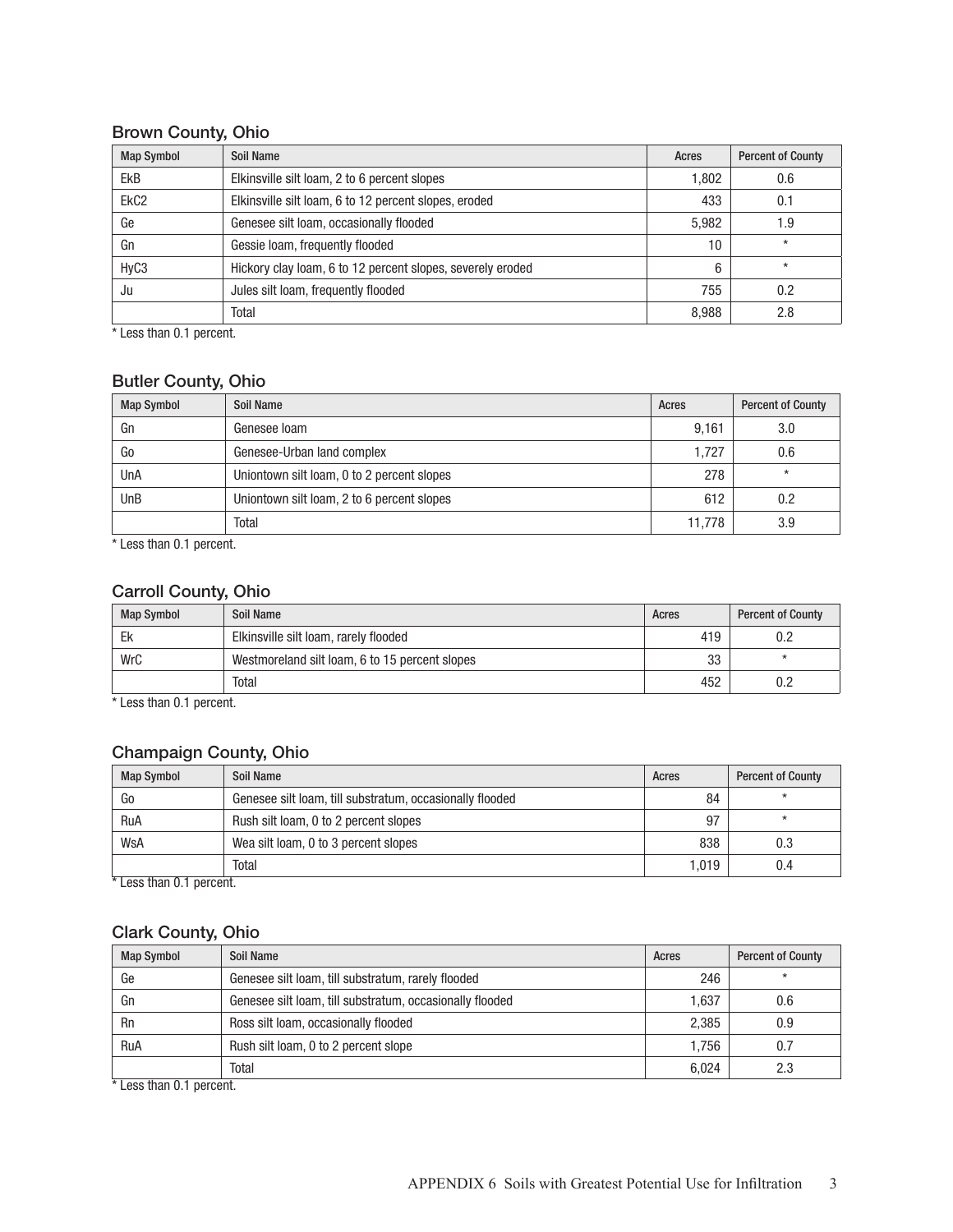## Brown County, Ohio

| Map Symbol | Soil Name | Acres | Percent of County |
|---|---|---|---|
| EkB | Elkinsville silt loam, 2 to 6 percent slopes | 1,802 | 0.6 |
| EkC2 | Elkinsville silt loam, 6 to 12 percent slopes, eroded | 433 | 0.1 |
| Ge | Genesee silt loam, occasionally flooded | 5,982 | 1.9 |
| Gn | Gessie loam, frequently flooded | 10 | * |
| HyC3 | Hickory clay loam, 6 to 12 percent slopes, severely eroded | 6 | * |
| Ju | Jules silt loam, frequently flooded | 755 | 0.2 |
| | Total | 8,988 | 2.8 |

* Less than 0.1 percent.

## Butler County, Ohio

| Map Symbol | Soil Name | Acres | Percent of County |
|---|---|---|---|
| Gn | Genesee loam | 9,161 | 3.0 |
| Go | Genesee-Urban land complex | 1,727 | 0.6 |
| UnA | Uniontown silt loam, 0 to 2 percent slopes | 278 | * |
| UnB | Uniontown silt loam, 2 to 6 percent slopes | 612 | 0.2 |
| | Total | 11,778 | 3.9 |

* Less than 0.1 percent.

## Carroll County, Ohio

| Map Symbol | Soil Name | Acres | Percent of County |
|---|---|---|---|
| Ek | Elkinsville silt loam, rarely flooded | 419 | 0.2 |
| WrC | Westmoreland silt loam, 6 to 15 percent slopes | 33 | * |
| | Total | 452 | 0.2 |

* Less than 0.1 percent.

## Champaign County, Ohio

| Map Symbol | Soil Name | Acres | Percent of County |
|---|---|---|---|
| Go | Genesee silt loam, till substratum, occasionally flooded | 84 | * |
| RuA | Rush silt loam, 0 to 2 percent slopes | 97 | * |
| WsA | Wea silt loam, 0 to 3 percent slopes | 838 | 0.3 |
| | Total | 1,019 | 0.4 |

* Less than 0.1 percent.

## Clark County, Ohio

| Map Symbol | Soil Name | Acres | Percent of County |
|---|---|---|---|
| Ge | Genesee silt loam, till substratum, rarely flooded | 246 | * |
| Gn | Genesee silt loam, till substratum, occasionally flooded | 1,637 | 0.6 |
| Rn | Ross silt loam, occasionally flooded | 2,385 | 0.9 |
| RuA | Rush silt loam, 0 to 2 percent slope | 1,756 | 0.7 |
| | Total | 6,024 | 2.3 |

* Less than 0.1 percent.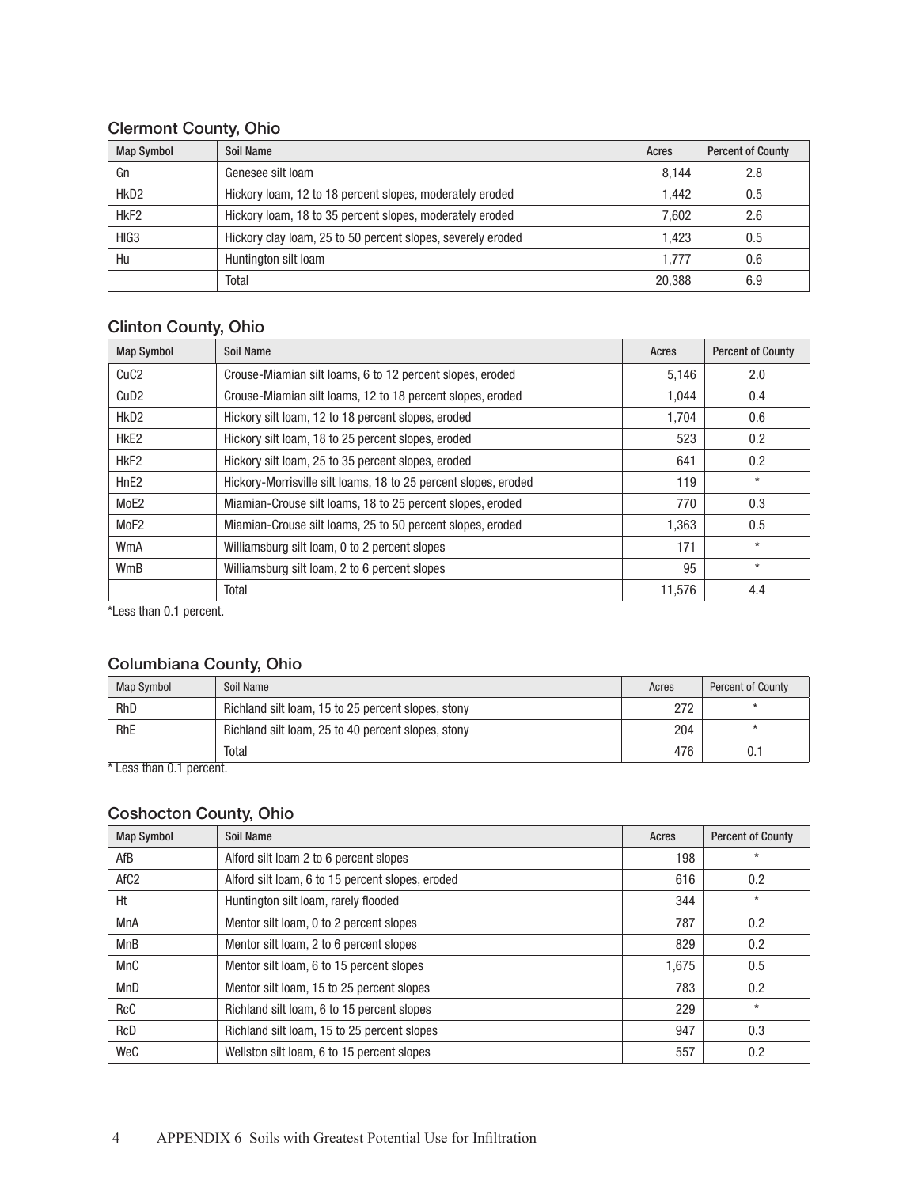## Clermont County, Ohio

| Map Symbol | Soil Name | Acres | Percent of County |
|---|---|---|---|
| Gn | Genesee silt loam | 8,144 | 2.8 |
| HkD2 | Hickory loam, 12 to 18 percent slopes, moderately eroded | 1,442 | 0.5 |
| HkF2 | Hickory loam, 18 to 35 percent slopes, moderately eroded | 7,602 | 2.6 |
| HlG3 | Hickory clay loam, 25 to 50 percent slopes, severely eroded | 1,423 | 0.5 |
| Hu | Huntington silt loam | 1,777 | 0.6 |
| | Total | 20,388 | 6.9 |

## Clinton County, Ohio

| Map Symbol | Soil Name | Acres | Percent of County |
|---|---|---|---|
| CuC2 | Crouse-Miamian silt loams, 6 to 12 percent slopes, eroded | 5,146 | 2.0 |
| CuD2 | Crouse-Miamian silt loams, 12 to 18 percent slopes, eroded | 1,044 | 0.4 |
| HkD2 | Hickory silt loam, 12 to 18 percent slopes, eroded | 1,704 | 0.6 |
| HkE2 | Hickory silt loam, 18 to 25 percent slopes, eroded | 523 | 0.2 |
| HkF2 | Hickory silt loam, 25 to 35 percent slopes, eroded | 641 | 0.2 |
| HnE2 | Hickory-Morrisville silt loams, 18 to 25 percent slopes, eroded | 119 | * |
| MoE2 | Miamian-Crouse silt loams, 18 to 25 percent slopes, eroded | 770 | 0.3 |
| MoF2 | Miamian-Crouse silt loams, 25 to 50 percent slopes, eroded | 1,363 | 0.5 |
| WmA | Williamsburg silt loam, 0 to 2 percent slopes | 171 | * |
| WmB | Williamsburg silt loam, 2 to 6 percent slopes | 95 | * |
| | Total | 11,576 | 4.4 |

*Less than 0.1 percent.

## Columbiana County, Ohio

| Map Symbol | Soil Name | Acres | Percent of County |
|---|---|---|---|
| RhD | Richland silt loam, 15 to 25 percent slopes, stony | 272 | * |
| RhE | Richland silt loam, 25 to 40 percent slopes, stony | 204 | * |
| | Total | 476 | 0.1 |

* Less than 0.1 percent.

## Coshocton County, Ohio

| Map Symbol | Soil Name | Acres | Percent of County |
|---|---|---|---|
| AfB | Alford silt loam 2 to 6 percent slopes | 198 | * |
| AfC2 | Alford silt loam, 6 to 15 percent slopes, eroded | 616 | 0.2 |
| Ht | Huntington silt loam, rarely flooded | 344 | * |
| MnA | Mentor silt loam, 0 to 2 percent slopes | 787 | 0.2 |
| MnB | Mentor silt loam, 2 to 6 percent slopes | 829 | 0.2 |
| MnC | Mentor silt loam, 6 to 15 percent slopes | 1,675 | 0.5 |
| MnD | Mentor silt loam, 15 to 25 percent slopes | 783 | 0.2 |
| RcC | Richland silt loam, 6 to 15 percent slopes | 229 | * |
| RcD | Richland silt loam, 15 to 25 percent slopes | 947 | 0.3 |
| WeC | Wellston silt loam, 6 to 15 percent slopes | 557 | 0.2 |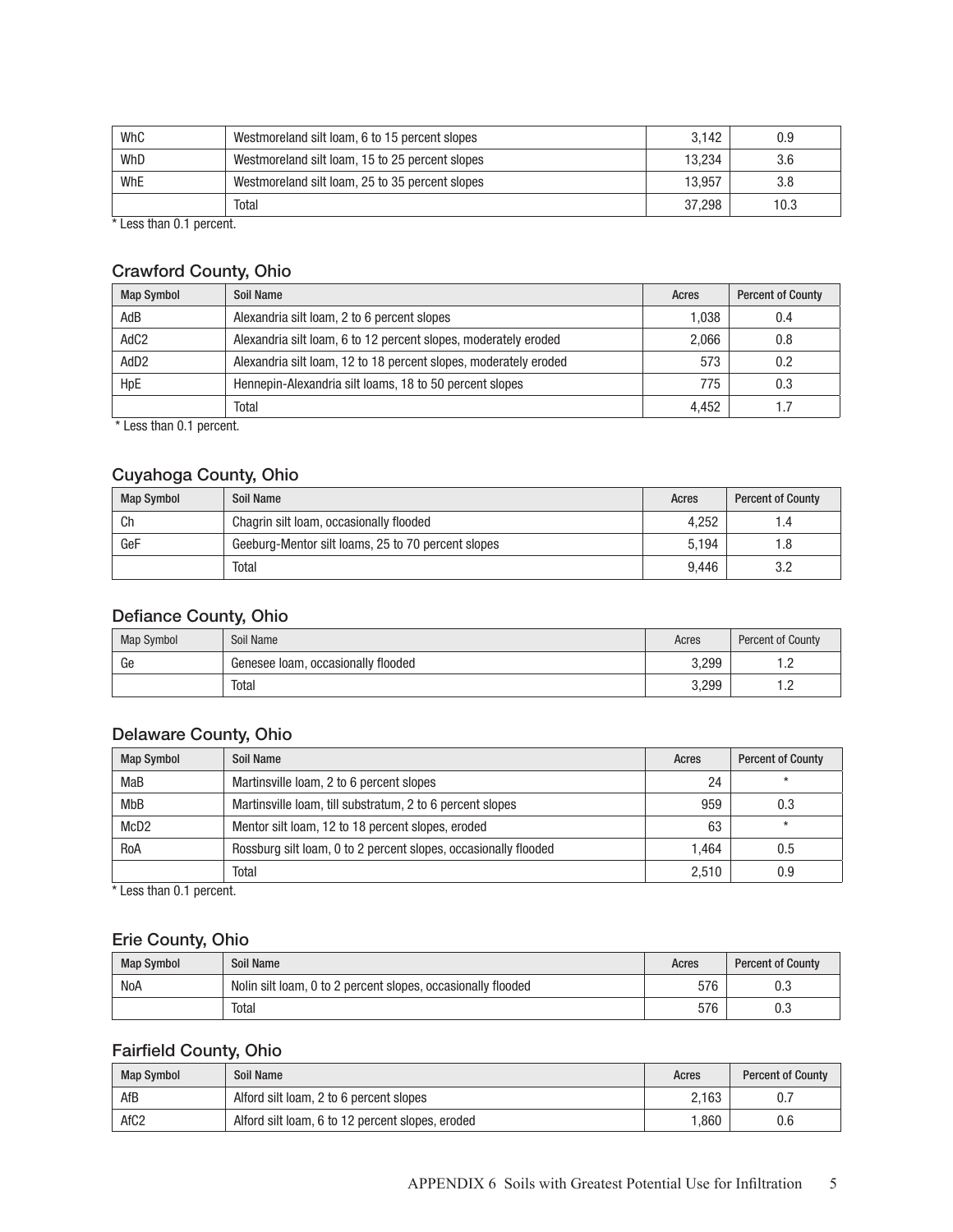| WhC | Westmoreland silt loam, 6 to 15 percent slopes | 3,142 | 0.9 |
|---|---|---|---|
| WhD | Westmoreland silt loam, 15 to 25 percent slopes | 13,234 | 3.6 |
| WhE | Westmoreland silt loam, 25 to 35 percent slopes | 13,957 | 3.8 |
| | Total | 37,298 | 10.3 |

* Less than 0.1 percent.

### Crawford County, Ohio

| Map Symbol | Soil Name | Acres | Percent of County |
|---|---|---|---|
| AdB | Alexandria silt loam, 2 to 6 percent slopes | 1,038 | 0.4 |
| AdC2 | Alexandria silt loam, 6 to 12 percent slopes, moderately eroded | 2,066 | 0.8 |
| AdD2 | Alexandria silt loam, 12 to 18 percent slopes, moderately eroded | 573 | 0.2 |
| HpE | Hennepin-Alexandria silt loams, 18 to 50 percent slopes | 775 | 0.3 |
| | Total | 4,452 | 1.7 |

* Less than 0.1 percent.

### Cuyahoga County, Ohio

| Map Symbol | Soil Name | Acres | Percent of County |
|---|---|---|---|
| Ch | Chagrin silt loam, occasionally flooded | 4,252 | 1.4 |
| GeF | Geeburg-Mentor silt loams, 25 to 70 percent slopes | 5,194 | 1.8 |
| | Total | 9,446 | 3.2 |

### Defiance County, Ohio

| Map Symbol | Soil Name | Acres | Percent of County |
|---|---|---|---|
| Ge | Genesee loam, occasionally flooded | 3,299 | 1.2 |
| | Total | 3,299 | 1.2 |

### Delaware County, Ohio

| Map Symbol | Soil Name | Acres | Percent of County |
|---|---|---|---|
| MaB | Martinsville loam, 2 to 6 percent slopes | 24 | * |
| MbB | Martinsville loam, till substratum, 2 to 6 percent slopes | 959 | 0.3 |
| McD2 | Mentor silt loam, 12 to 18 percent slopes, eroded | 63 | * |
| RoA | Rossburg silt loam, 0 to 2 percent slopes, occasionally flooded | 1,464 | 0.5 |
| | Total | 2,510 | 0.9 |

* Less than 0.1 percent.

### Erie County, Ohio

| Map Symbol | Soil Name | Acres | Percent of County |
|---|---|---|---|
| NoA | Nolin silt loam, 0 to 2 percent slopes, occasionally flooded | 576 | 0.3 |
| | Total | 576 | 0.3 |

### Fairfield County, Ohio

| Map Symbol | Soil Name | Acres | Percent of County |
|---|---|---|---|
| AfB | Alford silt loam, 2 to 6 percent slopes | 2,163 | 0.7 |
| AfC2 | Alford silt loam, 6 to 12 percent slopes, eroded | 1,860 | 0.6 |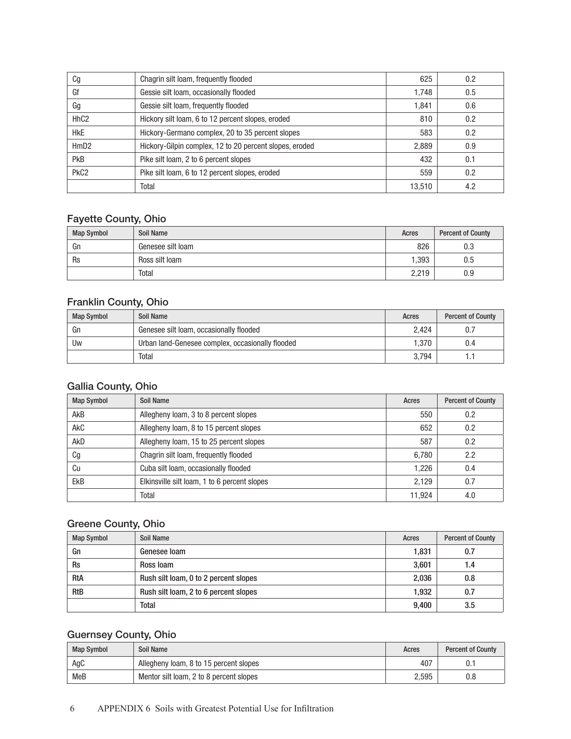| Cg | Chagrin silt loam, frequently flooded | 625 | 0.2 |
|---|---|---|---|
| Gf | Gessie silt loam, occasionally flooded | 1,748 | 0.5 |
| Gg | Gessie silt loam, frequently flooded | 1,841 | 0.6 |
| HhC2 | Hickory silt loam, 6 to 12 percent slopes, eroded | 810 | 0.2 |
| HkE | Hickory-Germano complex, 20 to 35 percent slopes | 583 | 0.2 |
| HmD2 | Hickory-Gilpin complex, 12 to 20 percent slopes, eroded | 2,889 | 0.9 |
| PkB | Pike silt loam, 2 to 6 percent slopes | 432 | 0.1 |
| PkC2 | Pike silt loam, 6 to 12 percent slopes, eroded | 559 | 0.2 |
| | Total | 13,510 | 4.2 |

### Fayette County, Ohio

| Map Symbol | Soil Name | Acres | Percent of County |
|---|---|---|---|
| Gn | Genesee silt loam | 826 | 0.3 |
| Rs | Ross silt loam | 1,393 | 0.5 |
| | Total | 2,219 | 0.9 |

### Franklin County, Ohio

| Map Symbol | Soil Name | Acres | Percent of County |
|---|---|---|---|
| Gn | Genesee silt loam, occasionally flooded | 2,424 | 0.7 |
| Uw | Urban land-Genesee complex, occasionally flooded | 1,370 | 0.4 |
| | Total | 3,794 | 1.1 |

### Gallia County, Ohio

| Map Symbol | Soil Name | Acres | Percent of County |
|---|---|---|---|
| AkB | Allegheny loam, 3 to 8 percent slopes | 550 | 0.2 |
| AkC | Allegheny loam, 8 to 15 percent slopes | 652 | 0.2 |
| AkD | Allegheny loam, 15 to 25 percent slopes | 587 | 0.2 |
| Cg | Chagrin silt loam, frequently flooded | 6,780 | 2.2 |
| Cu | Cuba silt loam, occasionally flooded | 1,226 | 0.4 |
| EkB | Elkinsville silt loam, 1 to 6 percent slopes | 2,129 | 0.7 |
| | Total | 11,924 | 4.0 |

### Greene County, Ohio

| Map Symbol | Soil Name | Acres | Percent of County |
|---|---|---|---|
| **Gn** | **Genesee loam** | **1,831** | **0.7** |
| **Rs** | **Ross loam** | **3,601** | **1.4** |
| **RtA** | **Rush silt loam, 0 to 2 percent slopes** | **2,036** | **0.8** |
| **RtB** | **Rush silt loam, 2 to 6 percent slopes** | **1,932** | **0.7** |
| | **Total** | **9,400** | **3.5** |

### Guernsey County, Ohio

| Map Symbol | Soil Name | Acres | Percent of County |
|---|---|---|---|
| AgC | Allegheny loam, 8 to 15 percent slopes | 407 | 0.1 |
| MeB | Mentor silt loam, 2 to 8 percent slopes | 2,595 | 0.8 |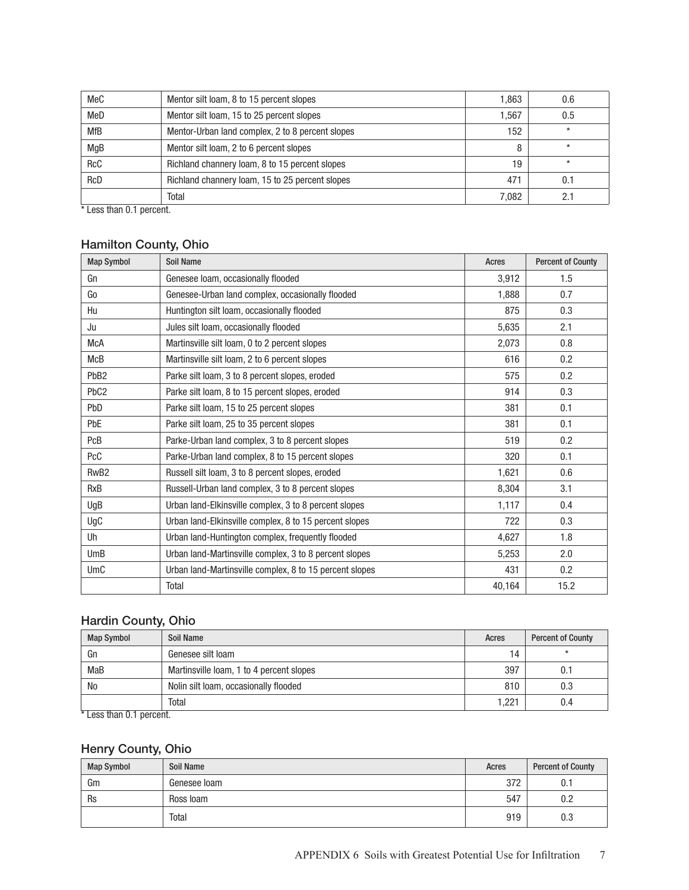| | | | |
|---|---|---|---|
| MeC | Mentor silt loam, 8 to 15 percent slopes | 1,863 | 0.6 |
| MeD | Mentor silt loam, 15 to 25 percent slopes | 1,567 | 0.5 |
| MfB | Mentor-Urban land complex, 2 to 8 percent slopes | 152 | * |
| MgB | Mentor silt loam, 2 to 6 percent slopes | 8 | * |
| RcC | Richland channery loam, 8 to 15 percent slopes | 19 | * |
| RcD | Richland channery loam, 15 to 25 percent slopes | 471 | 0.1 |
| | Total | 7,082 | 2.1 |

* Less than 0.1 percent.

### Hamilton County, Ohio

| Map Symbol | Soil Name | Acres | Percent of County |
|---|---|---|---|
| Gn | Genesee loam, occasionally flooded | 3,912 | 1.5 |
| Go | Genesee-Urban land complex, occasionally flooded | 1,888 | 0.7 |
| Hu | Huntington silt loam, occasionally flooded | 875 | 0.3 |
| Ju | Jules silt loam, occasionally flooded | 5,635 | 2.1 |
| McA | Martinsville silt loam, 0 to 2 percent slopes | 2,073 | 0.8 |
| McB | Martinsville silt loam, 2 to 6 percent slopes | 616 | 0.2 |
| PbB2 | Parke silt loam, 3 to 8 percent slopes, eroded | 575 | 0.2 |
| PbC2 | Parke silt loam, 8 to 15 percent slopes, eroded | 914 | 0.3 |
| PbD | Parke silt loam, 15 to 25 percent slopes | 381 | 0.1 |
| PbE | Parke silt loam, 25 to 35 percent slopes | 381 | 0.1 |
| PcB | Parke-Urban land complex, 3 to 8 percent slopes | 519 | 0.2 |
| PcC | Parke-Urban land complex, 8 to 15 percent slopes | 320 | 0.1 |
| RwB2 | Russell silt loam, 3 to 8 percent slopes, eroded | 1,621 | 0.6 |
| RxB | Russell-Urban land complex, 3 to 8 percent slopes | 8,304 | 3.1 |
| UgB | Urban land-Elkinsville complex, 3 to 8 percent slopes | 1,117 | 0.4 |
| UgC | Urban land-Elkinsville complex, 8 to 15 percent slopes | 722 | 0.3 |
| Uh | Urban land-Huntington complex, frequently flooded | 4,627 | 1.8 |
| UmB | Urban land-Martinsville complex, 3 to 8 percent slopes | 5,253 | 2.0 |
| UmC | Urban land-Martinsville complex, 8 to 15 percent slopes | 431 | 0.2 |
| | Total | 40,164 | 15.2 |

### Hardin County, Ohio

| Map Symbol | Soil Name | Acres | Percent of County |
|---|---|---|---|
| Gn | Genesee silt loam | 14 | * |
| MaB | Martinsville loam, 1 to 4 percent slopes | 397 | 0.1 |
| No | Nolin silt loam, occasionally flooded | 810 | 0.3 |
| | Total | 1,221 | 0.4 |

* Less than 0.1 percent.

### Henry County, Ohio

| Map Symbol | Soil Name | Acres | Percent of County |
|---|---|---|---|
| Gm | Genesee loam | 372 | 0.1 |
| Rs | Ross loam | 547 | 0.2 |
| | Total | 919 | 0.3 |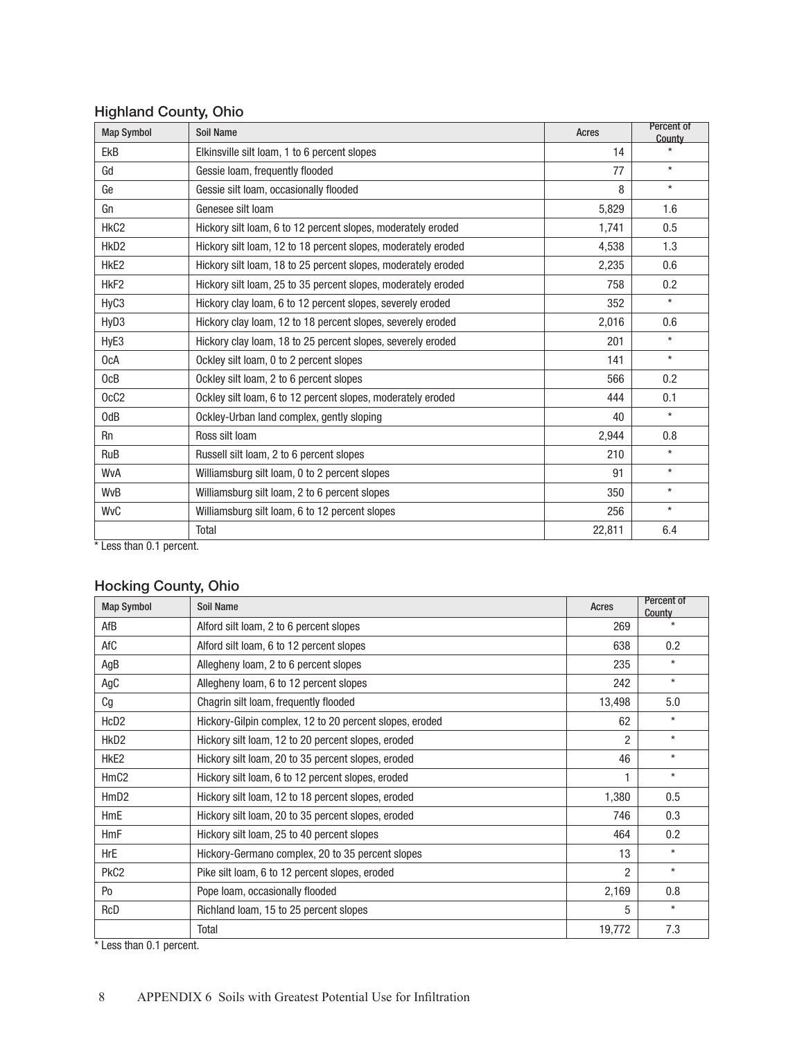## Highland County, Ohio

| Map Symbol | Soil Name | Acres | Percent of County |
|---|---|---|---|
| EkB | Elkinsville silt loam, 1 to 6 percent slopes | 14 | * |
| Gd | Gessie loam, frequently flooded | 77 | * |
| Ge | Gessie silt loam, occasionally flooded | 8 | * |
| Gn | Genesee silt loam | 5,829 | 1.6 |
| HkC2 | Hickory silt loam, 6 to 12 percent slopes, moderately eroded | 1,741 | 0.5 |
| HkD2 | Hickory silt loam, 12 to 18 percent slopes, moderately eroded | 4,538 | 1.3 |
| HkE2 | Hickory silt loam, 18 to 25 percent slopes, moderately eroded | 2,235 | 0.6 |
| HkF2 | Hickory silt loam, 25 to 35 percent slopes, moderately eroded | 758 | 0.2 |
| HyC3 | Hickory clay loam, 6 to 12 percent slopes, severely eroded | 352 | * |
| HyD3 | Hickory clay loam, 12 to 18 percent slopes, severely eroded | 2,016 | 0.6 |
| HyE3 | Hickory clay loam, 18 to 25 percent slopes, severely eroded | 201 | * |
| OcA | Ockley silt loam, 0 to 2 percent slopes | 141 | * |
| OcB | Ockley silt loam, 2 to 6 percent slopes | 566 | 0.2 |
| OcC2 | Ockley silt loam, 6 to 12 percent slopes, moderately eroded | 444 | 0.1 |
| OdB | Ockley-Urban land complex, gently sloping | 40 | * |
| Rn | Ross silt loam | 2,944 | 0.8 |
| RuB | Russell silt loam, 2 to 6 percent slopes | 210 | * |
| WvA | Williamsburg silt loam, 0 to 2 percent slopes | 91 | * |
| WvB | Williamsburg silt loam, 2 to 6 percent slopes | 350 | * |
| WvC | Williamsburg silt loam, 6 to 12 percent slopes | 256 | * |
| | Total | 22,811 | 6.4 |

* Less than 0.1 percent.

## Hocking County, Ohio

| Map Symbol | Soil Name | Acres | Percent of County |
|---|---|---|---|
| AfB | Alford silt loam, 2 to 6 percent slopes | 269 | * |
| AfC | Alford silt loam, 6 to 12 percent slopes | 638 | 0.2 |
| AgB | Allegheny loam, 2 to 6 percent slopes | 235 | * |
| AgC | Allegheny loam, 6 to 12 percent slopes | 242 | * |
| Cg | Chagrin silt loam, frequently flooded | 13,498 | 5.0 |
| HcD2 | Hickory-Gilpin complex, 12 to 20 percent slopes, eroded | 62 | * |
| HkD2 | Hickory silt loam, 12 to 20 percent slopes, eroded | 2 | * |
| HkE2 | Hickory silt loam, 20 to 35 percent slopes, eroded | 46 | * |
| HmC2 | Hickory silt loam, 6 to 12 percent slopes, eroded | 1 | * |
| HmD2 | Hickory silt loam, 12 to 18 percent slopes, eroded | 1,380 | 0.5 |
| HmE | Hickory silt loam, 20 to 35 percent slopes, eroded | 746 | 0.3 |
| HmF | Hickory silt loam, 25 to 40 percent slopes | 464 | 0.2 |
| HrE | Hickory-Germano complex, 20 to 35 percent slopes | 13 | * |
| PkC2 | Pike silt loam, 6 to 12 percent slopes, eroded | 2 | * |
| Po | Pope loam, occasionally flooded | 2,169 | 0.8 |
| RcD | Richland loam, 15 to 25 percent slopes | 5 | * |
| | Total | 19,772 | 7.3 |

* Less than 0.1 percent.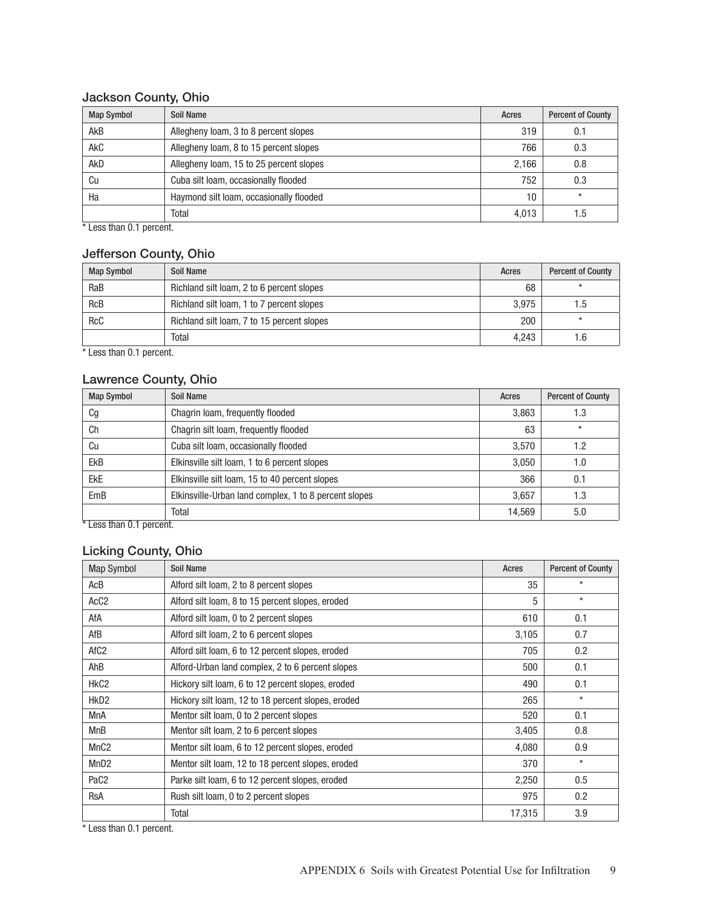### Jackson County, Ohio

| Map Symbol | Soil Name | Acres | Percent of County |
|---|---|---|---|
| AkB | Allegheny loam, 3 to 8 percent slopes | 319 | 0.1 |
| AkC | Allegheny loam, 8 to 15 percent slopes | 766 | 0.3 |
| AkD | Allegheny loam, 15 to 25 percent slopes | 2,166 | 0.8 |
| Cu | Cuba silt loam, occasionally flooded | 752 | 0.3 |
| Ha | Haymond silt loam, occasionally flooded | 10 | * |
| | Total | 4,013 | 1.5 |

* Less than 0.1 percent.

### Jefferson County, Ohio

| Map Symbol | Soil Name | Acres | Percent of County |
|---|---|---|---|
| RaB | Richland silt loam, 2 to 6 percent slopes | 68 | * |
| RcB | Richland silt loam, 1 to 7 percent slopes | 3,975 | 1.5 |
| RcC | Richland silt loam, 7 to 15 percent slopes | 200 | * |
| | Total | 4,243 | 1.6 |

* Less than 0.1 percent.

### Lawrence County, Ohio

| Map Symbol | Soil Name | Acres | Percent of County |
|---|---|---|---|
| Cg | Chagrin loam, frequently flooded | 3,863 | 1.3 |
| Ch | Chagrin silt loam, frequently flooded | 63 | * |
| Cu | Cuba silt loam, occasionally flooded | 3,570 | 1.2 |
| EkB | Elkinsville silt loam, 1 to 6 percent slopes | 3,050 | 1.0 |
| EkE | Elkinsville silt loam, 15 to 40 percent slopes | 366 | 0.1 |
| EmB | Elkinsville-Urban land complex, 1 to 8 percent slopes | 3,657 | 1.3 |
| | Total | 14,569 | 5.0 |

* Less than 0.1 percent.

### Licking County, Ohio

| Map Symbol | Soil Name | Acres | Percent of County |
|---|---|---|---|
| AcB | Alford silt loam, 2 to 8 percent slopes | 35 | * |
| AcC2 | Alford silt loam, 8 to 15 percent slopes, eroded | 5 | * |
| AfA | Alford silt loam, 0 to 2 percent slopes | 610 | 0.1 |
| AfB | Alford silt loam, 2 to 6 percent slopes | 3,105 | 0.7 |
| AfC2 | Alford silt loam, 6 to 12 percent slopes, eroded | 705 | 0.2 |
| AhB | Alford-Urban land complex, 2 to 6 percent slopes | 500 | 0.1 |
| HkC2 | Hickory silt loam, 6 to 12 percent slopes, eroded | 490 | 0.1 |
| HkD2 | Hickory silt loam, 12 to 18 percent slopes, eroded | 265 | * |
| MnA | Mentor silt loam, 0 to 2 percent slopes | 520 | 0.1 |
| MnB | Mentor silt loam, 2 to 6 percent slopes | 3,405 | 0.8 |
| MnC2 | Mentor silt loam, 6 to 12 percent slopes, eroded | 4,080 | 0.9 |
| MnD2 | Mentor silt loam, 12 to 18 percent slopes, eroded | 370 | * |
| PaC2 | Parke silt loam, 6 to 12 percent slopes, eroded | 2,250 | 0.5 |
| RsA | Rush silt loam, 0 to 2 percent slopes | 975 | 0.2 |
| | Total | 17,315 | 3.9 |

* Less than 0.1 percent.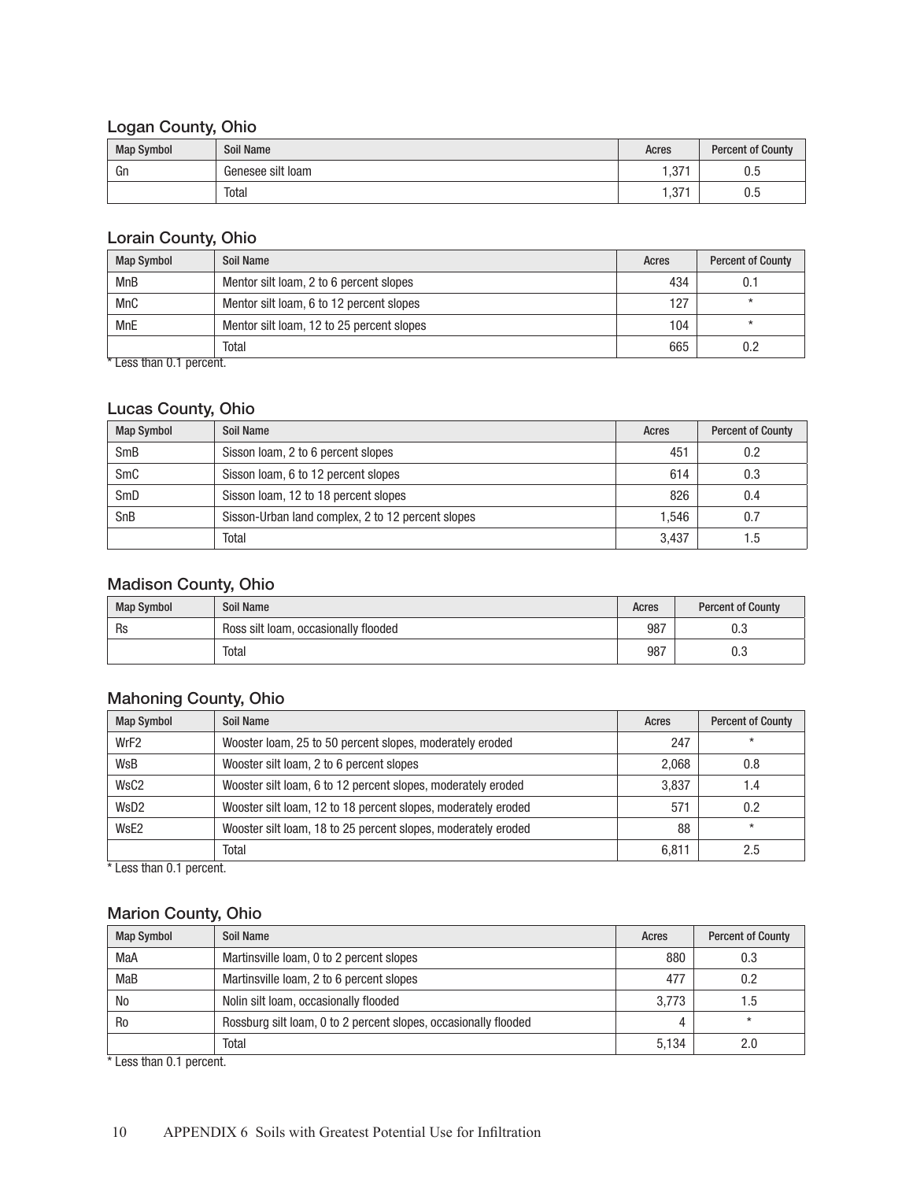## Logan County, Ohio

| Map Symbol | Soil Name | Acres | Percent of County |
|---|---|---|---|
| Gn | Genesee silt loam | 1,371 | 0.5 |
| | Total | 1,371 | 0.5 |

## Lorain County, Ohio

| Map Symbol | Soil Name | Acres | Percent of County |
|---|---|---|---|
| MnB | Mentor silt loam, 2 to 6 percent slopes | 434 | 0.1 |
| MnC | Mentor silt loam, 6 to 12 percent slopes | 127 | * |
| MnE | Mentor silt loam, 12 to 25 percent slopes | 104 | * |
| | Total | 665 | 0.2 |

* Less than 0.1 percent.

## Lucas County, Ohio

| Map Symbol | Soil Name | Acres | Percent of County |
|---|---|---|---|
| SmB | Sisson loam, 2 to 6 percent slopes | 451 | 0.2 |
| SmC | Sisson loam, 6 to 12 percent slopes | 614 | 0.3 |
| SmD | Sisson loam, 12 to 18 percent slopes | 826 | 0.4 |
| SnB | Sisson-Urban land complex, 2 to 12 percent slopes | 1,546 | 0.7 |
| | Total | 3,437 | 1.5 |

## Madison County, Ohio

| Map Symbol | Soil Name | Acres | Percent of County |
|---|---|---|---|
| Rs | Ross silt loam, occasionally flooded | 987 | 0.3 |
| | Total | 987 | 0.3 |

## Mahoning County, Ohio

| Map Symbol | Soil Name | Acres | Percent of County |
|---|---|---|---|
| WrF2 | Wooster loam, 25 to 50 percent slopes, moderately eroded | 247 | * |
| WsB | Wooster silt loam, 2 to 6 percent slopes | 2,068 | 0.8 |
| WsC2 | Wooster silt loam, 6 to 12 percent slopes, moderately eroded | 3,837 | 1.4 |
| WsD2 | Wooster silt loam, 12 to 18 percent slopes, moderately eroded | 571 | 0.2 |
| WsE2 | Wooster silt loam, 18 to 25 percent slopes, moderately eroded | 88 | * |
| | Total | 6,811 | 2.5 |

* Less than 0.1 percent.

## Marion County, Ohio

| Map Symbol | Soil Name | Acres | Percent of County |
|---|---|---|---|
| MaA | Martinsville loam, 0 to 2 percent slopes | 880 | 0.3 |
| MaB | Martinsville loam, 2 to 6 percent slopes | 477 | 0.2 |
| No | Nolin silt loam, occasionally flooded | 3,773 | 1.5 |
| Ro | Rossburg silt loam, 0 to 2 percent slopes, occasionally flooded | 4 | * |
| | Total | 5,134 | 2.0 |

* Less than 0.1 percent.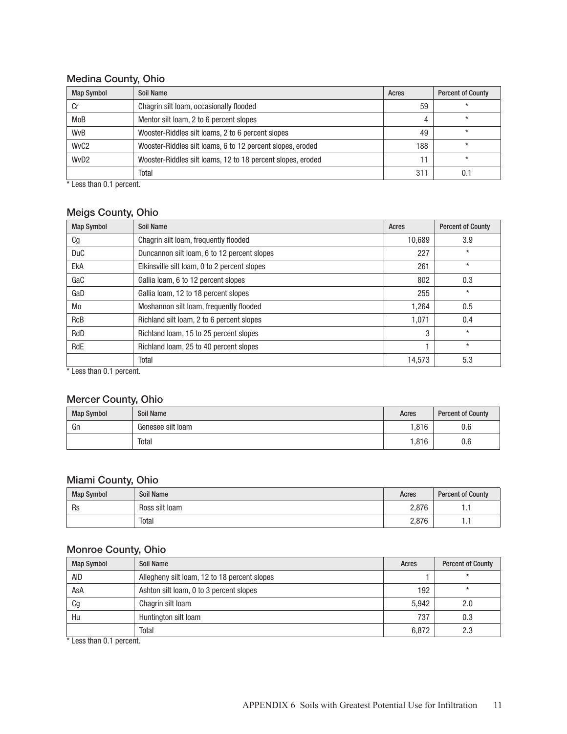## Medina County, Ohio

| Map Symbol | Soil Name | Acres | Percent of County |
|---|---|---|---|
| Cr | Chagrin silt loam, occasionally flooded | 59 | * |
| MoB | Mentor silt loam, 2 to 6 percent slopes | 4 | * |
| WvB | Wooster-Riddles silt loams, 2 to 6 percent slopes | 49 | * |
| WvC2 | Wooster-Riddles silt loams, 6 to 12 percent slopes, eroded | 188 | * |
| WvD2 | Wooster-Riddles silt loams, 12 to 18 percent slopes, eroded | 11 | * |
| | Total | 311 | 0.1 |

* Less than 0.1 percent.

## Meigs County, Ohio

| Map Symbol | Soil Name | Acres | Percent of County |
|---|---|---|---|
| Cg | Chagrin silt loam, frequently flooded | 10,689 | 3.9 |
| DuC | Duncannon silt loam, 6 to 12 percent slopes | 227 | * |
| EkA | Elkinsville silt loam, 0 to 2 percent slopes | 261 | * |
| GaC | Gallia loam, 6 to 12 percent slopes | 802 | 0.3 |
| GaD | Gallia loam, 12 to 18 percent slopes | 255 | * |
| Mo | Moshannon silt loam, frequently flooded | 1,264 | 0.5 |
| RcB | Richland silt loam, 2 to 6 percent slopes | 1,071 | 0.4 |
| RdD | Richland loam, 15 to 25 percent slopes | 3 | * |
| RdE | Richland loam, 25 to 40 percent slopes | 1 | * |
| | Total | 14,573 | 5.3 |

* Less than 0.1 percent.

## Mercer County, Ohio

| Map Symbol | Soil Name | Acres | Percent of County |
|---|---|---|---|
| Gn | Genesee silt loam | 1,816 | 0.6 |
| | Total | 1,816 | 0.6 |

## Miami County, Ohio

| Map Symbol | Soil Name | Acres | Percent of County |
|---|---|---|---|
| Rs | Ross silt loam | 2,876 | 1.1 |
| | Total | 2,876 | 1.1 |

## Monroe County, Ohio

| Map Symbol | Soil Name | Acres | Percent of County |
|---|---|---|---|
| AlD | Allegheny silt loam, 12 to 18 percent slopes | 1 | * |
| AsA | Ashton silt loam, 0 to 3 percent slopes | 192 | * |
| Cg | Chagrin silt loam | 5,942 | 2.0 |
| Hu | Huntington silt loam | 737 | 0.3 |
| | Total | 6,872 | 2.3 |

* Less than 0.1 percent.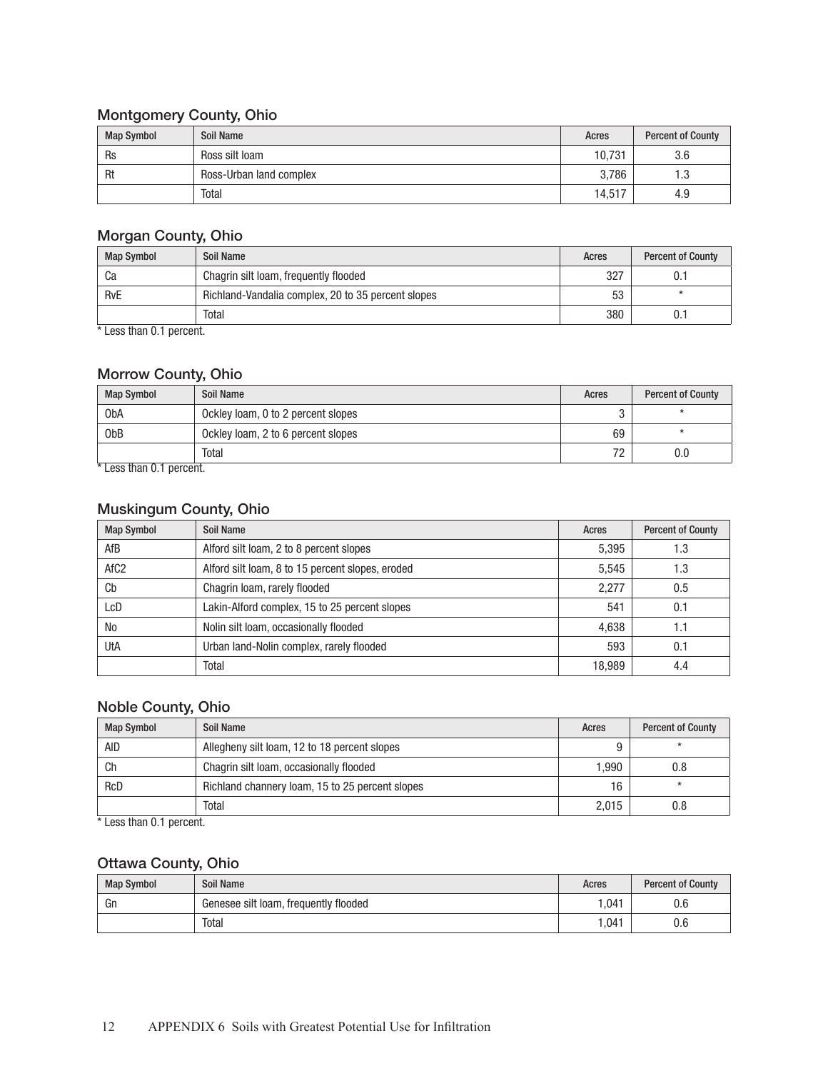## Montgomery County, Ohio

| Map Symbol | Soil Name | Acres | Percent of County |
|---|---|---|---|
| Rs | Ross silt loam | 10,731 | 3.6 |
| Rt | Ross-Urban land complex | 3,786 | 1.3 |
| | Total | 14,517 | 4.9 |

## Morgan County, Ohio

| Map Symbol | Soil Name | Acres | Percent of County |
|---|---|---|---|
| Ca | Chagrin silt loam, frequently flooded | 327 | 0.1 |
| RvE | Richland-Vandalia complex, 20 to 35 percent slopes | 53 | * |
| | Total | 380 | 0.1 |

* Less than 0.1 percent.

## Morrow County, Ohio

| Map Symbol | Soil Name | Acres | Percent of County |
|---|---|---|---|
| ObA | Ockley loam, 0 to 2 percent slopes | 3 | * |
| ObB | Ockley loam, 2 to 6 percent slopes | 69 | * |
| | Total | 72 | 0.0 |

* Less than 0.1 percent.

## Muskingum County, Ohio

| Map Symbol | Soil Name | Acres | Percent of County |
|---|---|---|---|
| AfB | Alford silt loam, 2 to 8 percent slopes | 5,395 | 1.3 |
| AfC2 | Alford silt loam, 8 to 15 percent slopes, eroded | 5,545 | 1.3 |
| Cb | Chagrin loam, rarely flooded | 2,277 | 0.5 |
| LcD | Lakin-Alford complex, 15 to 25 percent slopes | 541 | 0.1 |
| No | Nolin silt loam, occasionally flooded | 4,638 | 1.1 |
| UtA | Urban land-Nolin complex, rarely flooded | 593 | 0.1 |
| | Total | 18,989 | 4.4 |

## Noble County, Ohio

| Map Symbol | Soil Name | Acres | Percent of County |
|---|---|---|---|
| AlD | Allegheny silt loam, 12 to 18 percent slopes | 9 | * |
| Ch | Chagrin silt loam, occasionally flooded | 1,990 | 0.8 |
| RcD | Richland channery loam, 15 to 25 percent slopes | 16 | * |
| | Total | 2,015 | 0.8 |

* Less than 0.1 percent.

## Ottawa County, Ohio

| Map Symbol | Soil Name | Acres | Percent of County |
|---|---|---|---|
| Gn | Genesee silt loam, frequently flooded | 1,041 | 0.6 |
| | Total | 1,041 | 0.6 |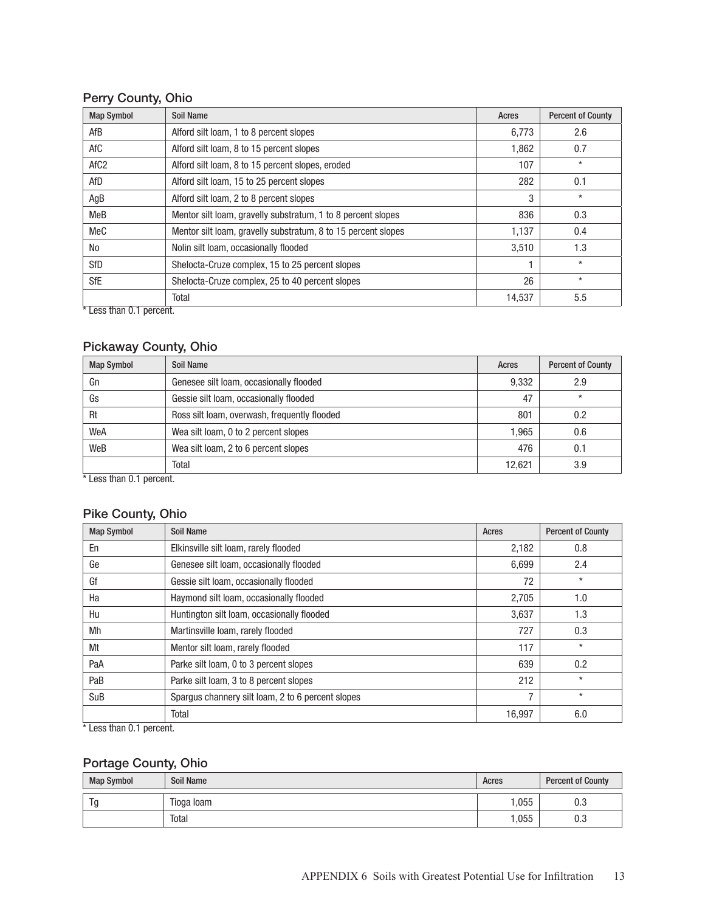## Perry County, Ohio

| Map Symbol | Soil Name | Acres | Percent of County |
|---|---|---|---|
| AfB | Alford silt loam, 1 to 8 percent slopes | 6,773 | 2.6 |
| AfC | Alford silt loam, 8 to 15 percent slopes | 1,862 | 0.7 |
| AfC2 | Alford silt loam, 8 to 15 percent slopes, eroded | 107 | * |
| AfD | Alford silt loam, 15 to 25 percent slopes | 282 | 0.1 |
| AgB | Alford silt loam, 2 to 8 percent slopes | 3 | * |
| MeB | Mentor silt loam, gravelly substratum, 1 to 8 percent slopes | 836 | 0.3 |
| MeC | Mentor silt loam, gravelly substratum, 8 to 15 percent slopes | 1,137 | 0.4 |
| No | Nolin silt loam, occasionally flooded | 3,510 | 1.3 |
| SfD | Shelocta-Cruze complex, 15 to 25 percent slopes | 1 | * |
| SfE | Shelocta-Cruze complex, 25 to 40 percent slopes | 26 | * |
| | Total | 14,537 | 5.5 |

* Less than 0.1 percent.

## Pickaway County, Ohio

| Map Symbol | Soil Name | Acres | Percent of County |
|---|---|---|---|
| Gn | Genesee silt loam, occasionally flooded | 9,332 | 2.9 |
| Gs | Gessie silt loam, occasionally flooded | 47 | * |
| Rt | Ross silt loam, overwash, frequently flooded | 801 | 0.2 |
| WeA | Wea silt loam, 0 to 2 percent slopes | 1,965 | 0.6 |
| WeB | Wea silt loam, 2 to 6 percent slopes | 476 | 0.1 |
| | Total | 12,621 | 3.9 |

* Less than 0.1 percent.

## Pike County, Ohio

| Map Symbol | Soil Name | Acres | Percent of County |
|---|---|---|---|
| En | Elkinsville silt loam, rarely flooded | 2,182 | 0.8 |
| Ge | Genesee silt loam, occasionally flooded | 6,699 | 2.4 |
| Gf | Gessie silt loam, occasionally flooded | 72 | * |
| Ha | Haymond silt loam, occasionally flooded | 2,705 | 1.0 |
| Hu | Huntington silt loam, occasionally flooded | 3,637 | 1.3 |
| Mh | Martinsville loam, rarely flooded | 727 | 0.3 |
| Mt | Mentor silt loam, rarely flooded | 117 | * |
| PaA | Parke silt loam, 0 to 3 percent slopes | 639 | 0.2 |
| PaB | Parke silt loam, 3 to 8 percent slopes | 212 | * |
| SuB | Spargus channery silt loam, 2 to 6 percent slopes | 7 | * |
| | Total | 16,997 | 6.0 |

* Less than 0.1 percent.

## Portage County, Ohio

| Map Symbol | Soil Name | Acres | Percent of County |
|---|---|---|---|
| Tg | Tioga loam | 1,055 | 0.3 |
| | Total | 1,055 | 0.3 |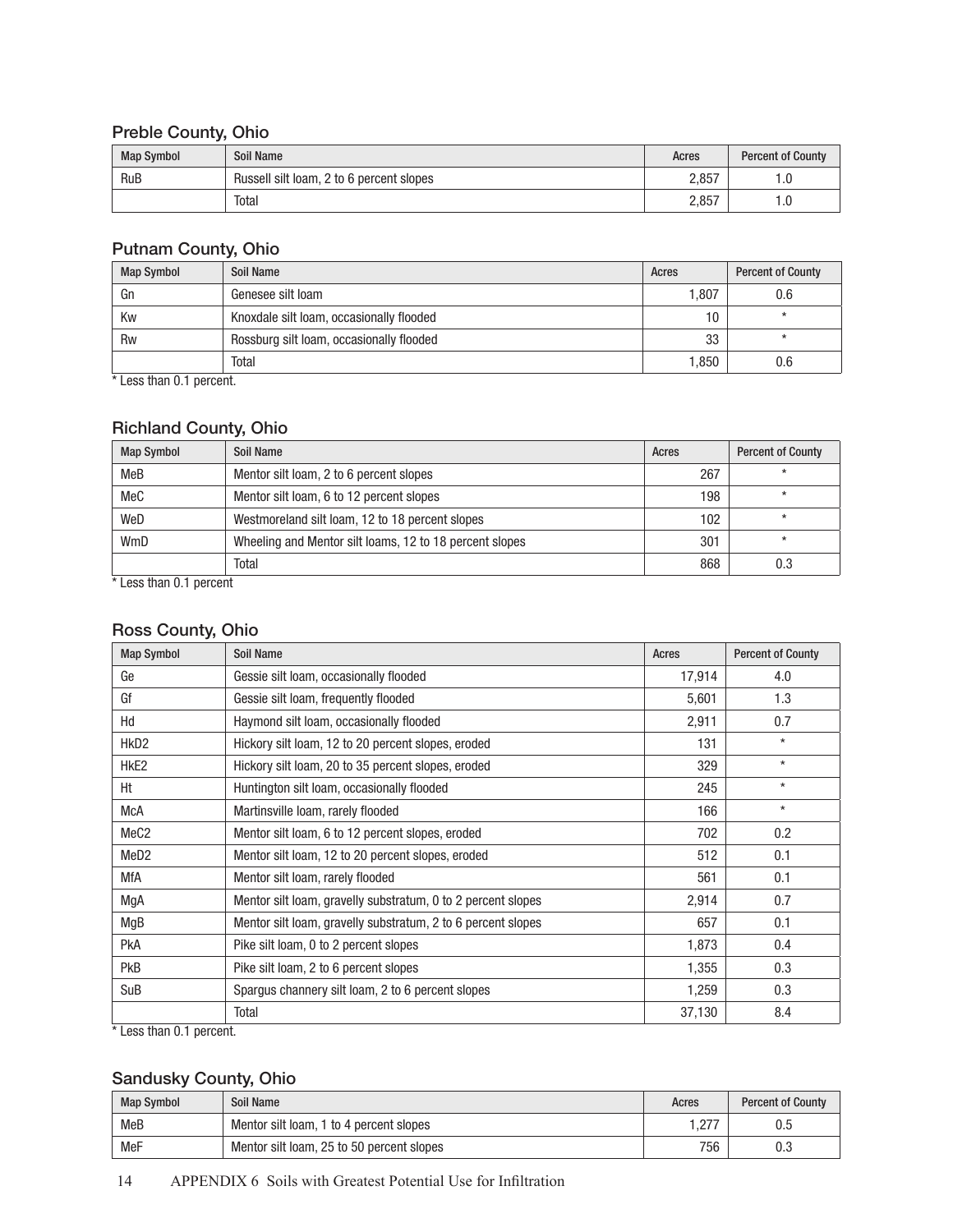### Preble County, Ohio

| Map Symbol | Soil Name | Acres | Percent of County |
|---|---|---|---|
| RuB | Russell silt loam, 2 to 6 percent slopes | 2,857 | 1.0 |
| | Total | 2,857 | 1.0 |

### Putnam County, Ohio

| Map Symbol | Soil Name | Acres | Percent of County |
|---|---|---|---|
| Gn | Genesee silt loam | 1,807 | 0.6 |
| Kw | Knoxdale silt loam, occasionally flooded | 10 | * |
| Rw | Rossburg silt loam, occasionally flooded | 33 | * |
| | Total | 1,850 | 0.6 |

* Less than 0.1 percent.

### Richland County, Ohio

| Map Symbol | Soil Name | Acres | Percent of County |
|---|---|---|---|
| MeB | Mentor silt loam, 2 to 6 percent slopes | 267 | * |
| MeC | Mentor silt loam, 6 to 12 percent slopes | 198 | * |
| WeD | Westmoreland silt loam, 12 to 18 percent slopes | 102 | * |
| WmD | Wheeling and Mentor silt loams, 12 to 18 percent slopes | 301 | * |
| | Total | 868 | 0.3 |

* Less than 0.1 percent

### Ross County, Ohio

| Map Symbol | Soil Name | Acres | Percent of County |
|---|---|---|---|
| Ge | Gessie silt loam, occasionally flooded | 17,914 | 4.0 |
| Gf | Gessie silt loam, frequently flooded | 5,601 | 1.3 |
| Hd | Haymond silt loam, occasionally flooded | 2,911 | 0.7 |
| HkD2 | Hickory silt loam, 12 to 20 percent slopes, eroded | 131 | * |
| HkE2 | Hickory silt loam, 20 to 35 percent slopes, eroded | 329 | * |
| Ht | Huntington silt loam, occasionally flooded | 245 | * |
| McA | Martinsville loam, rarely flooded | 166 | * |
| MeC2 | Mentor silt loam, 6 to 12 percent slopes, eroded | 702 | 0.2 |
| MeD2 | Mentor silt loam, 12 to 20 percent slopes, eroded | 512 | 0.1 |
| MfA | Mentor silt loam, rarely flooded | 561 | 0.1 |
| MgA | Mentor silt loam, gravelly substratum, 0 to 2 percent slopes | 2,914 | 0.7 |
| MgB | Mentor silt loam, gravelly substratum, 2 to 6 percent slopes | 657 | 0.1 |
| PkA | Pike silt loam, 0 to 2 percent slopes | 1,873 | 0.4 |
| PkB | Pike silt loam, 2 to 6 percent slopes | 1,355 | 0.3 |
| SuB | Spargus channery silt loam, 2 to 6 percent slopes | 1,259 | 0.3 |
| | Total | 37,130 | 8.4 |

* Less than 0.1 percent.

### Sandusky County, Ohio

| Map Symbol | Soil Name | Acres | Percent of County |
|---|---|---|---|
| MeB | Mentor silt loam, 1 to 4 percent slopes | 1,277 | 0.5 |
| MeF | Mentor silt loam, 25 to 50 percent slopes | 756 | 0.3 |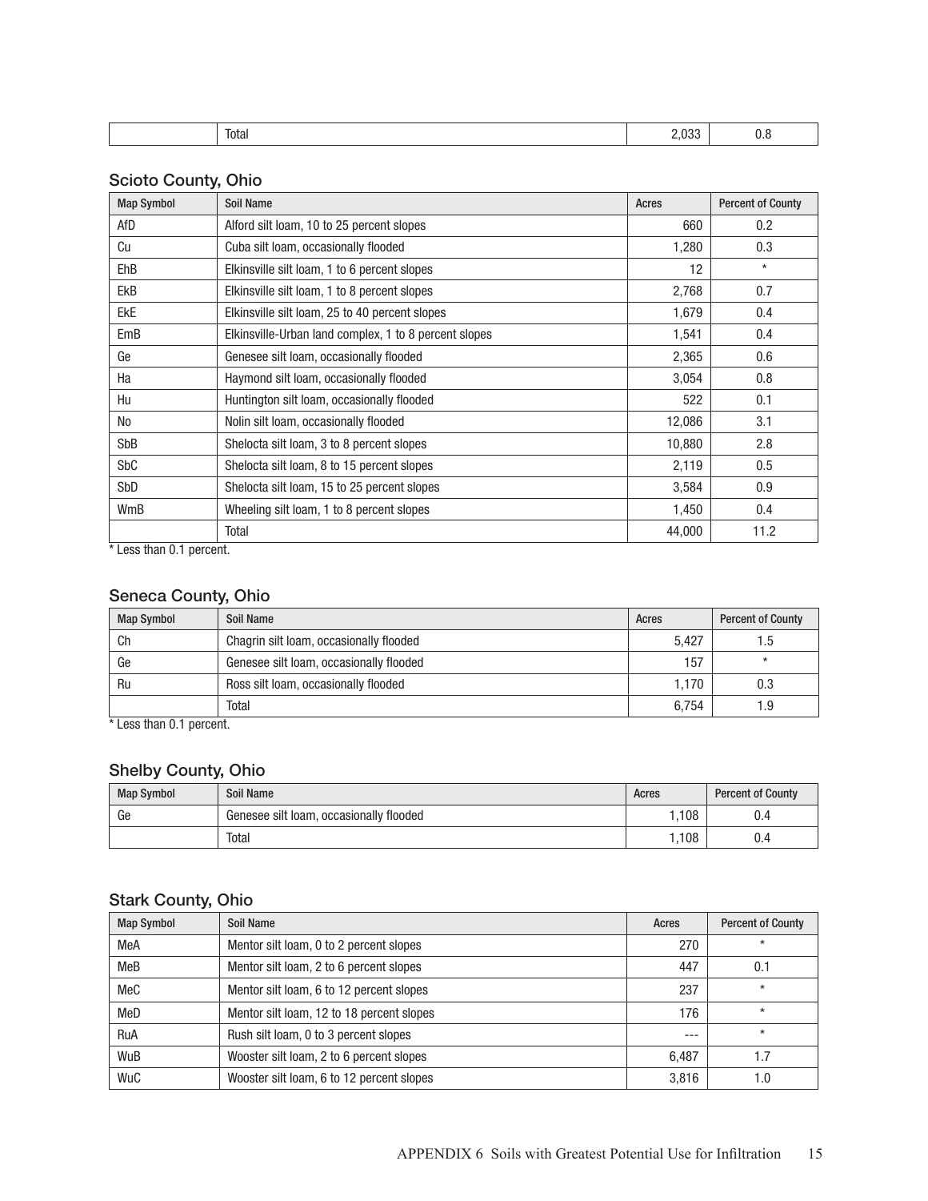| | Total | 2,033 | 0.8 |
|---|---|---|---|

### Scioto County, Ohio

| Map Symbol | Soil Name | Acres | Percent of County |
|---|---|---|---|
| AfD | Alford silt loam, 10 to 25 percent slopes | 660 | 0.2 |
| Cu | Cuba silt loam, occasionally flooded | 1,280 | 0.3 |
| EhB | Elkinsville silt loam, 1 to 6 percent slopes | 12 | * |
| EkB | Elkinsville silt loam, 1 to 8 percent slopes | 2,768 | 0.7 |
| EkE | Elkinsville silt loam, 25 to 40 percent slopes | 1,679 | 0.4 |
| EmB | Elkinsville-Urban land complex, 1 to 8 percent slopes | 1,541 | 0.4 |
| Ge | Genesee silt loam, occasionally flooded | 2,365 | 0.6 |
| Ha | Haymond silt loam, occasionally flooded | 3,054 | 0.8 |
| Hu | Huntington silt loam, occasionally flooded | 522 | 0.1 |
| No | Nolin silt loam, occasionally flooded | 12,086 | 3.1 |
| SbB | Shelocta silt loam, 3 to 8 percent slopes | 10,880 | 2.8 |
| SbC | Shelocta silt loam, 8 to 15 percent slopes | 2,119 | 0.5 |
| SbD | Shelocta silt loam, 15 to 25 percent slopes | 3,584 | 0.9 |
| WmB | Wheeling silt loam, 1 to 8 percent slopes | 1,450 | 0.4 |
| | Total | 44,000 | 11.2 |

* Less than 0.1 percent.

### Seneca County, Ohio

| Map Symbol | Soil Name | Acres | Percent of County |
|---|---|---|---|
| Ch | Chagrin silt loam, occasionally flooded | 5,427 | 1.5 |
| Ge | Genesee silt loam, occasionally flooded | 157 | * |
| Ru | Ross silt loam, occasionally flooded | 1,170 | 0.3 |
| | Total | 6,754 | 1.9 |

* Less than 0.1 percent.

### Shelby County, Ohio

| Map Symbol | Soil Name | Acres | Percent of County |
|---|---|---|---|
| Ge | Genesee silt loam, occasionally flooded | 1,108 | 0.4 |
| | Total | 1,108 | 0.4 |

### Stark County, Ohio

| Map Symbol | Soil Name | Acres | Percent of County |
|---|---|---|---|
| MeA | Mentor silt loam, 0 to 2 percent slopes | 270 | * |
| MeB | Mentor silt loam, 2 to 6 percent slopes | 447 | 0.1 |
| MeC | Mentor silt loam, 6 to 12 percent slopes | 237 | * |
| MeD | Mentor silt loam, 12 to 18 percent slopes | 176 | * |
| RuA | Rush silt loam, 0 to 3 percent slopes | --- | * |
| WuB | Wooster silt loam, 2 to 6 percent slopes | 6,487 | 1.7 |
| WuC | Wooster silt loam, 6 to 12 percent slopes | 3,816 | 1.0 |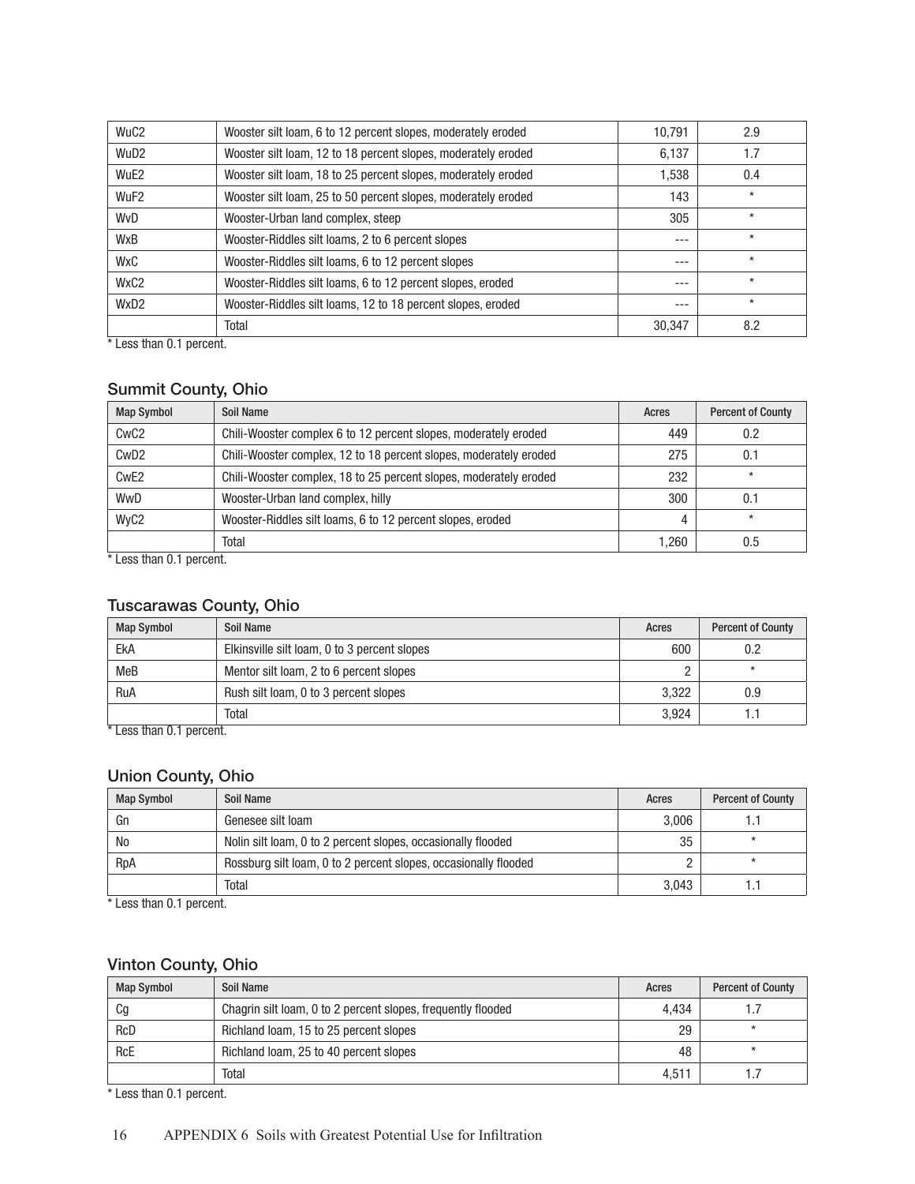| | | | |
|---|---|---|---|
| WuC2 | Wooster silt loam, 6 to 12 percent slopes, moderately eroded | 10,791 | 2.9 |
| WuD2 | Wooster silt loam, 12 to 18 percent slopes, moderately eroded | 6,137 | 1.7 |
| WuE2 | Wooster silt loam, 18 to 25 percent slopes, moderately eroded | 1,538 | 0.4 |
| WuF2 | Wooster silt loam, 25 to 50 percent slopes, moderately eroded | 143 | * |
| WvD | Wooster-Urban land complex, steep | 305 | * |
| WxB | Wooster-Riddles silt loams, 2 to 6 percent slopes | --- | * |
| WxC | Wooster-Riddles silt loams, 6 to 12 percent slopes | --- | * |
| WxC2 | Wooster-Riddles silt loams, 6 to 12 percent slopes, eroded | --- | * |
| WxD2 | Wooster-Riddles silt loams, 12 to 18 percent slopes, eroded | --- | * |
| | Total | 30,347 | 8.2 |

* Less than 0.1 percent.

### Summit County, Ohio

| Map Symbol | Soil Name | Acres | Percent of County |
|---|---|---|---|
| CwC2 | Chili-Wooster complex 6 to 12 percent slopes, moderately eroded | 449 | 0.2 |
| CwD2 | Chili-Wooster complex, 12 to 18 percent slopes, moderately eroded | 275 | 0.1 |
| CwE2 | Chili-Wooster complex, 18 to 25 percent slopes, moderately eroded | 232 | * |
| WwD | Wooster-Urban land complex, hilly | 300 | 0.1 |
| WyC2 | Wooster-Riddles silt loams, 6 to 12 percent slopes, eroded | 4 | * |
| | Total | 1,260 | 0.5 |

* Less than 0.1 percent.

### Tuscarawas County, Ohio

| Map Symbol | Soil Name | Acres | Percent of County |
|---|---|---|---|
| EkA | Elkinsville silt loam, 0 to 3 percent slopes | 600 | 0.2 |
| MeB | Mentor silt loam, 2 to 6 percent slopes | 2 | * |
| RuA | Rush silt loam, 0 to 3 percent slopes | 3,322 | 0.9 |
| | Total | 3,924 | 1.1 |

* Less than 0.1 percent.

### Union County, Ohio

| Map Symbol | Soil Name | Acres | Percent of County |
|---|---|---|---|
| Gn | Genesee silt loam | 3,006 | 1.1 |
| No | Nolin silt loam, 0 to 2 percent slopes, occasionally flooded | 35 | * |
| RpA | Rossburg silt loam, 0 to 2 percent slopes, occasionally flooded | 2 | * |
| | Total | 3,043 | 1.1 |

* Less than 0.1 percent.

### Vinton County, Ohio

| Map Symbol | Soil Name | Acres | Percent of County |
|---|---|---|---|
| Cg | Chagrin silt loam, 0 to 2 percent slopes, frequently flooded | 4,434 | 1.7 |
| RcD | Richland loam, 15 to 25 percent slopes | 29 | * |
| RcE | Richland loam, 25 to 40 percent slopes | 48 | * |
| | Total | 4,511 | 1.7 |

* Less than 0.1 percent.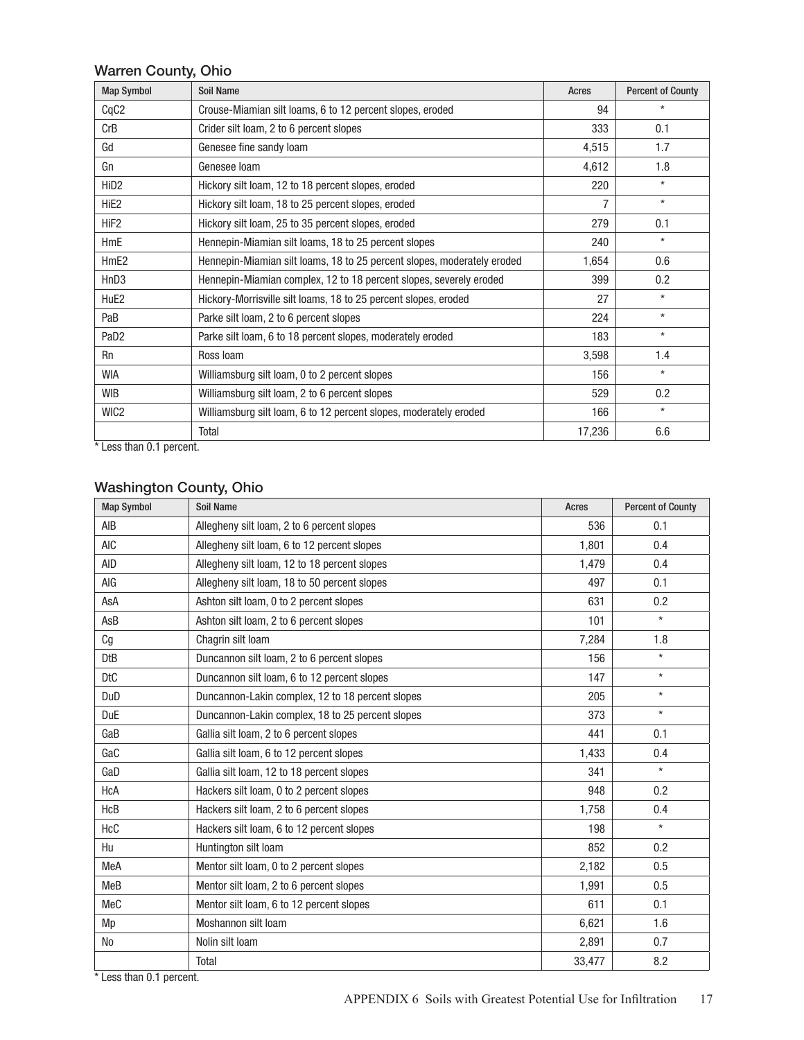## Warren County, Ohio

| Map Symbol | Soil Name | Acres | Percent of County |
|---|---|---|---|
| CqC2 | Crouse-Miamian silt loams, 6 to 12 percent slopes, eroded | 94 | * |
| CrB | Crider silt loam, 2 to 6 percent slopes | 333 | 0.1 |
| Gd | Genesee fine sandy loam | 4,515 | 1.7 |
| Gn | Genesee loam | 4,612 | 1.8 |
| HiD2 | Hickory silt loam, 12 to 18 percent slopes, eroded | 220 | * |
| HiE2 | Hickory silt loam, 18 to 25 percent slopes, eroded | 7 | * |
| HiF2 | Hickory silt loam, 25 to 35 percent slopes, eroded | 279 | 0.1 |
| HmE | Hennepin-Miamian silt loams, 18 to 25 percent slopes | 240 | * |
| HmE2 | Hennepin-Miamian silt loams, 18 to 25 percent slopes, moderately eroded | 1,654 | 0.6 |
| HnD3 | Hennepin-Miamian complex, 12 to 18 percent slopes, severely eroded | 399 | 0.2 |
| HuE2 | Hickory-Morrisville silt loams, 18 to 25 percent slopes, eroded | 27 | * |
| PaB | Parke silt loam, 2 to 6 percent slopes | 224 | * |
| PaD2 | Parke silt loam, 6 to 18 percent slopes, moderately eroded | 183 | * |
| Rn | Ross loam | 3,598 | 1.4 |
| WlA | Williamsburg silt loam, 0 to 2 percent slopes | 156 | * |
| WlB | Williamsburg silt loam, 2 to 6 percent slopes | 529 | 0.2 |
| WlC2 | Williamsburg silt loam, 6 to 12 percent slopes, moderately eroded | 166 | * |
| | Total | 17,236 | 6.6 |

* Less than 0.1 percent.

## Washington County, Ohio

| Map Symbol | Soil Name | Acres | Percent of County |
|---|---|---|---|
| AlB | Allegheny silt loam, 2 to 6 percent slopes | 536 | 0.1 |
| AlC | Allegheny silt loam, 6 to 12 percent slopes | 1,801 | 0.4 |
| AlD | Allegheny silt loam, 12 to 18 percent slopes | 1,479 | 0.4 |
| AlG | Allegheny silt loam, 18 to 50 percent slopes | 497 | 0.1 |
| AsA | Ashton silt loam, 0 to 2 percent slopes | 631 | 0.2 |
| AsB | Ashton silt loam, 2 to 6 percent slopes | 101 | * |
| Cg | Chagrin silt loam | 7,284 | 1.8 |
| DtB | Duncannon silt loam, 2 to 6 percent slopes | 156 | * |
| DtC | Duncannon silt loam, 6 to 12 percent slopes | 147 | * |
| DuD | Duncannon-Lakin complex, 12 to 18 percent slopes | 205 | * |
| DuE | Duncannon-Lakin complex, 18 to 25 percent slopes | 373 | * |
| GaB | Gallia silt loam, 2 to 6 percent slopes | 441 | 0.1 |
| GaC | Gallia silt loam, 6 to 12 percent slopes | 1,433 | 0.4 |
| GaD | Gallia silt loam, 12 to 18 percent slopes | 341 | * |
| HcA | Hackers silt loam, 0 to 2 percent slopes | 948 | 0.2 |
| HcB | Hackers silt loam, 2 to 6 percent slopes | 1,758 | 0.4 |
| HcC | Hackers silt loam, 6 to 12 percent slopes | 198 | * |
| Hu | Huntington silt loam | 852 | 0.2 |
| MeA | Mentor silt loam, 0 to 2 percent slopes | 2,182 | 0.5 |
| MeB | Mentor silt loam, 2 to 6 percent slopes | 1,991 | 0.5 |
| MeC | Mentor silt loam, 6 to 12 percent slopes | 611 | 0.1 |
| Mp | Moshannon silt loam | 6,621 | 1.6 |
| No | Nolin silt loam | 2,891 | 0.7 |
| | Total | 33,477 | 8.2 |

* Less than 0.1 percent.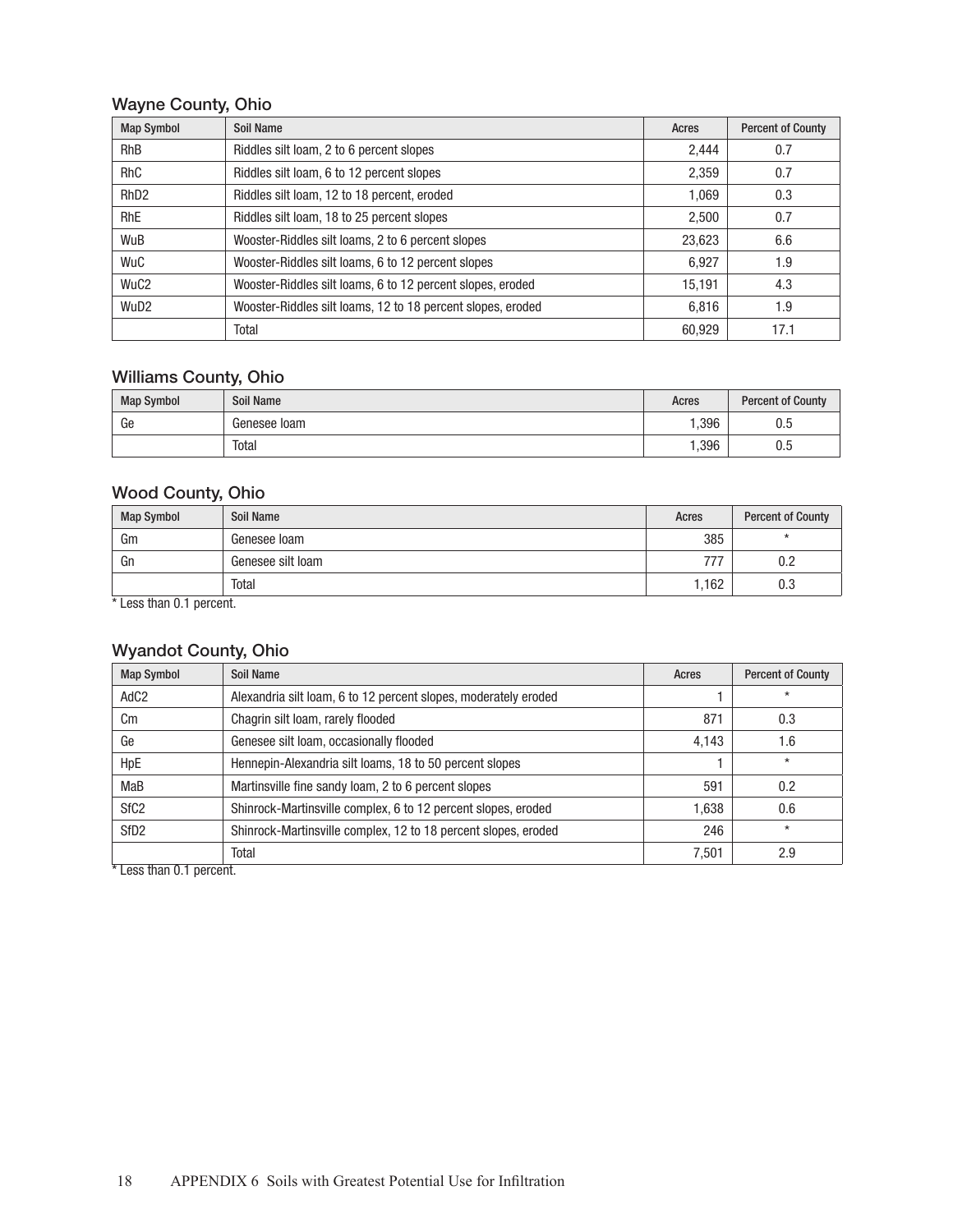### Wayne County, Ohio

| Map Symbol | Soil Name | Acres | Percent of County |
|---|---|---|---|
| RhB | Riddles silt loam, 2 to 6 percent slopes | 2,444 | 0.7 |
| RhC | Riddles silt loam, 6 to 12 percent slopes | 2,359 | 0.7 |
| RhD2 | Riddles silt loam, 12 to 18 percent, eroded | 1,069 | 0.3 |
| RhE | Riddles silt loam, 18 to 25 percent slopes | 2,500 | 0.7 |
| WuB | Wooster-Riddles silt loams, 2 to 6 percent slopes | 23,623 | 6.6 |
| WuC | Wooster-Riddles silt loams, 6 to 12 percent slopes | 6,927 | 1.9 |
| WuC2 | Wooster-Riddles silt loams, 6 to 12 percent slopes, eroded | 15,191 | 4.3 |
| WuD2 | Wooster-Riddles silt loams, 12 to 18 percent slopes, eroded | 6,816 | 1.9 |
| | Total | 60,929 | 17.1 |

### Williams County, Ohio

| Map Symbol | Soil Name | Acres | Percent of County |
|---|---|---|---|
| Ge | Genesee loam | 1,396 | 0.5 |
| | Total | 1,396 | 0.5 |

### Wood County, Ohio

| Map Symbol | Soil Name | Acres | Percent of County |
|---|---|---|---|
| Gm | Genesee loam | 385 | * |
| Gn | Genesee silt loam | 777 | 0.2 |
| | Total | 1,162 | 0.3 |

* Less than 0.1 percent.

### Wyandot County, Ohio

| Map Symbol | Soil Name | Acres | Percent of County |
|---|---|---|---|
| AdC2 | Alexandria silt loam, 6 to 12 percent slopes, moderately eroded | 1 | * |
| Cm | Chagrin silt loam, rarely flooded | 871 | 0.3 |
| Ge | Genesee silt loam, occasionally flooded | 4,143 | 1.6 |
| HpE | Hennepin-Alexandria silt loams, 18 to 50 percent slopes | 1 | * |
| MaB | Martinsville fine sandy loam, 2 to 6 percent slopes | 591 | 0.2 |
| SfC2 | Shinrock-Martinsville complex, 6 to 12 percent slopes, eroded | 1,638 | 0.6 |
| SfD2 | Shinrock-Martinsville complex, 12 to 18 percent slopes, eroded | 246 | * |
| | Total | 7,501 | 2.9 |

* Less than 0.1 percent.